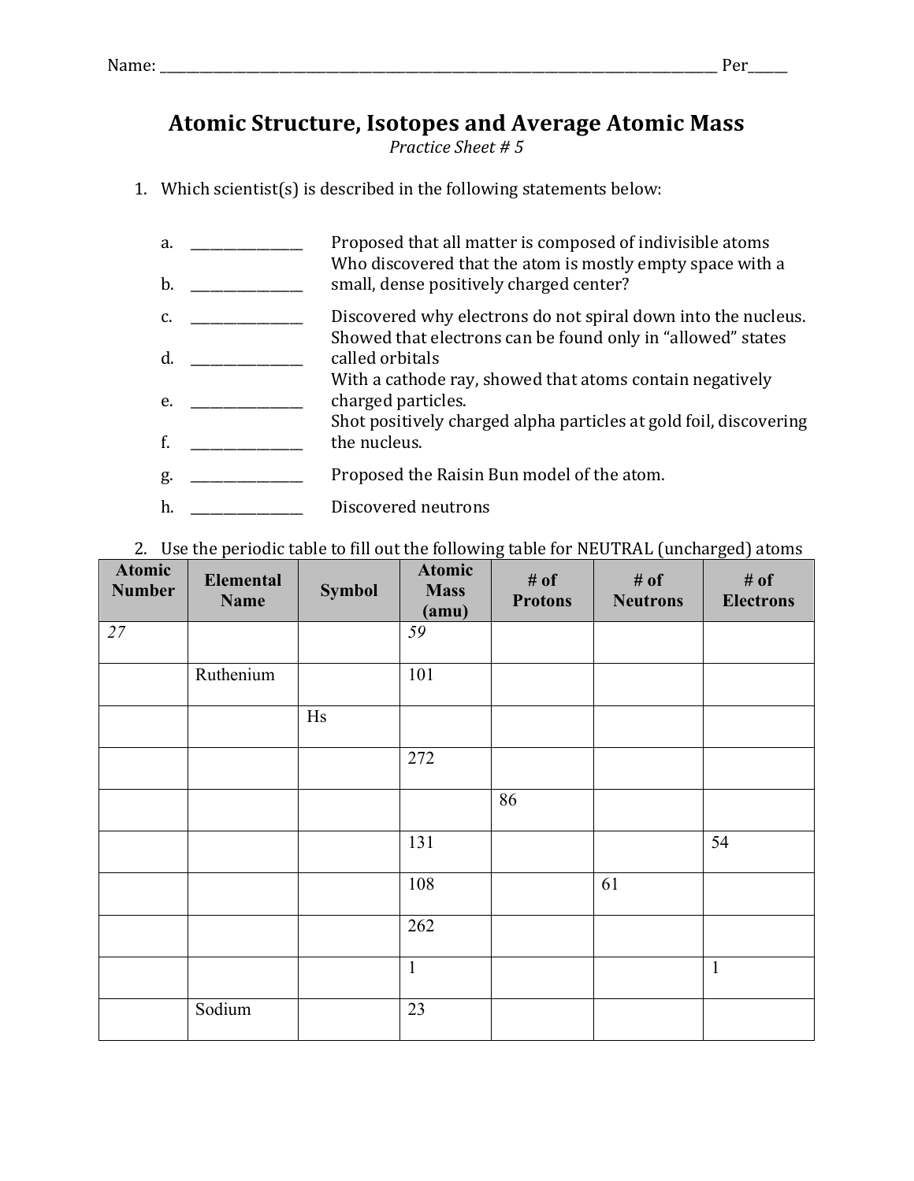Name: ______________________________________________________________________________ Per_____

# Atomic Structure, Isotopes and Average Atomic Mass

*Practice Sheet # 5*

1. Which scientist(s) is described in the following statements below:

   a. _______________ Proposed that all matter is composed of indivisible atoms

   b. _______________ Who discovered that the atom is mostly empty space with a small, dense positively charged center?

   c. _______________ Discovered why electrons do not spiral down into the nucleus.

   d. _______________ Showed that electrons can be found only in "allowed" states called orbitals

   e. _______________ With a cathode ray, showed that atoms contain negatively charged particles.

   f. _______________ Shot positively charged alpha particles at gold foil, discovering the nucleus.

   g. _______________ Proposed the Raisin Bun model of the atom.

   h. _______________ Discovered neutrons

2. Use the periodic table to fill out the following table for NEUTRAL (uncharged) atoms

| Atomic Number | Elemental Name | Symbol | Atomic Mass (amu) | # of Protons | # of Neutrons | # of Electrons |
|---|---|---|---|---|---|---|
| *27* | | | *59* | | | |
| | Ruthenium | | 101 | | | |
| | | Hs | | | | |
| | | | 272 | | | |
| | | | | 86 | | |
| | | | 131 | | | 54 |
| | | | 108 | | 61 | |
| | | | 262 | | | |
| | | | 1 | | | 1 |
| | Sodium | | 23 | | | |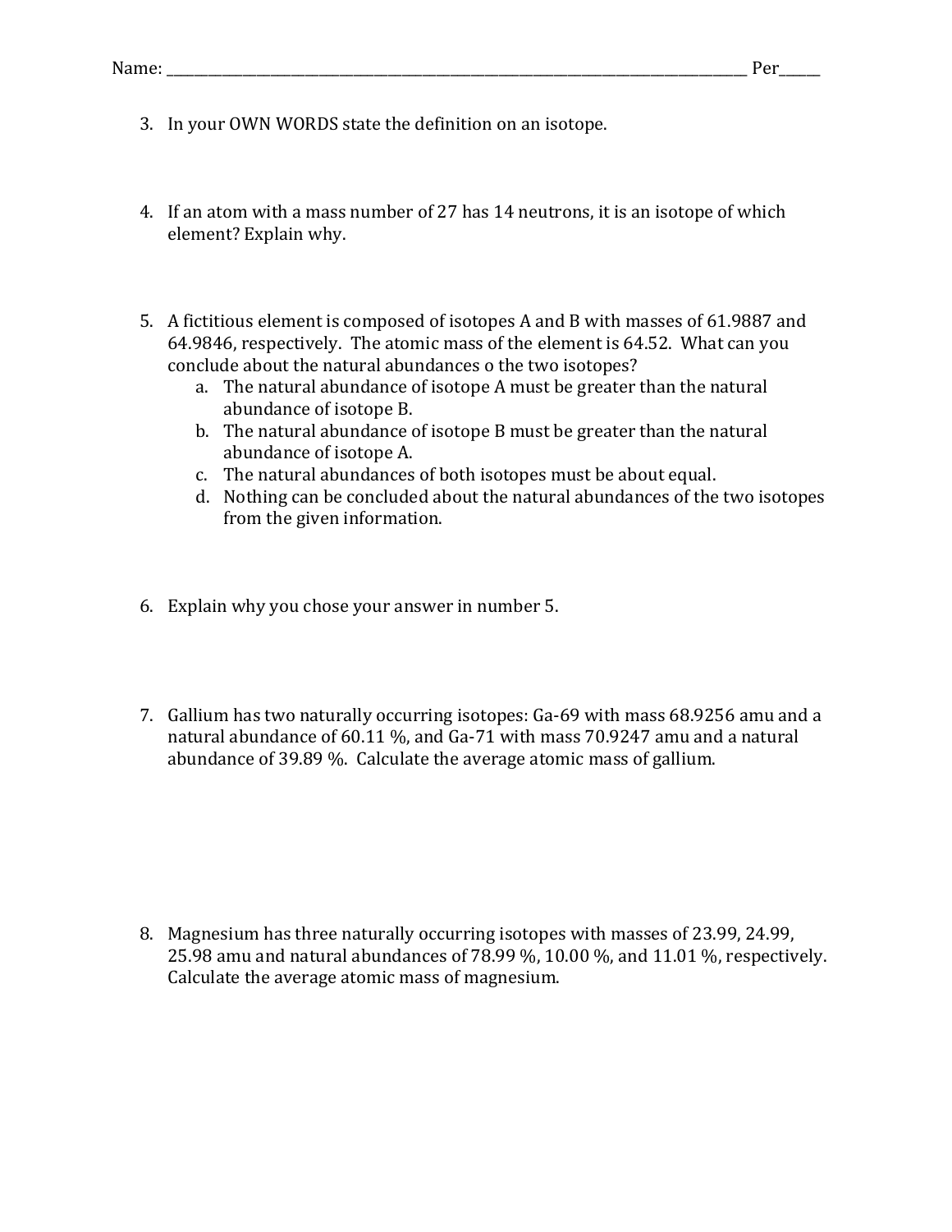Name: ____________________________________________________________ Per_____

3. In your OWN WORDS state the definition on an isotope.

4. If an atom with a mass number of 27 has 14 neutrons, it is an isotope of which element? Explain why.

5. A fictitious element is composed of isotopes A and B with masses of 61.9887 and 64.9846, respectively. The atomic mass of the element is 64.52. What can you conclude about the natural abundances o the two isotopes?
   a. The natural abundance of isotope A must be greater than the natural abundance of isotope B.
   b. The natural abundance of isotope B must be greater than the natural abundance of isotope A.
   c. The natural abundances of both isotopes must be about equal.
   d. Nothing can be concluded about the natural abundances of the two isotopes from the given information.

6. Explain why you chose your answer in number 5.

7. Gallium has two naturally occurring isotopes: Ga-69 with mass 68.9256 amu and a natural abundance of 60.11 %, and Ga-71 with mass 70.9247 amu and a natural abundance of 39.89 %. Calculate the average atomic mass of gallium.

8. Magnesium has three naturally occurring isotopes with masses of 23.99, 24.99, 25.98 amu and natural abundances of 78.99 %, 10.00 %, and 11.01 %, respectively. Calculate the average atomic mass of magnesium.